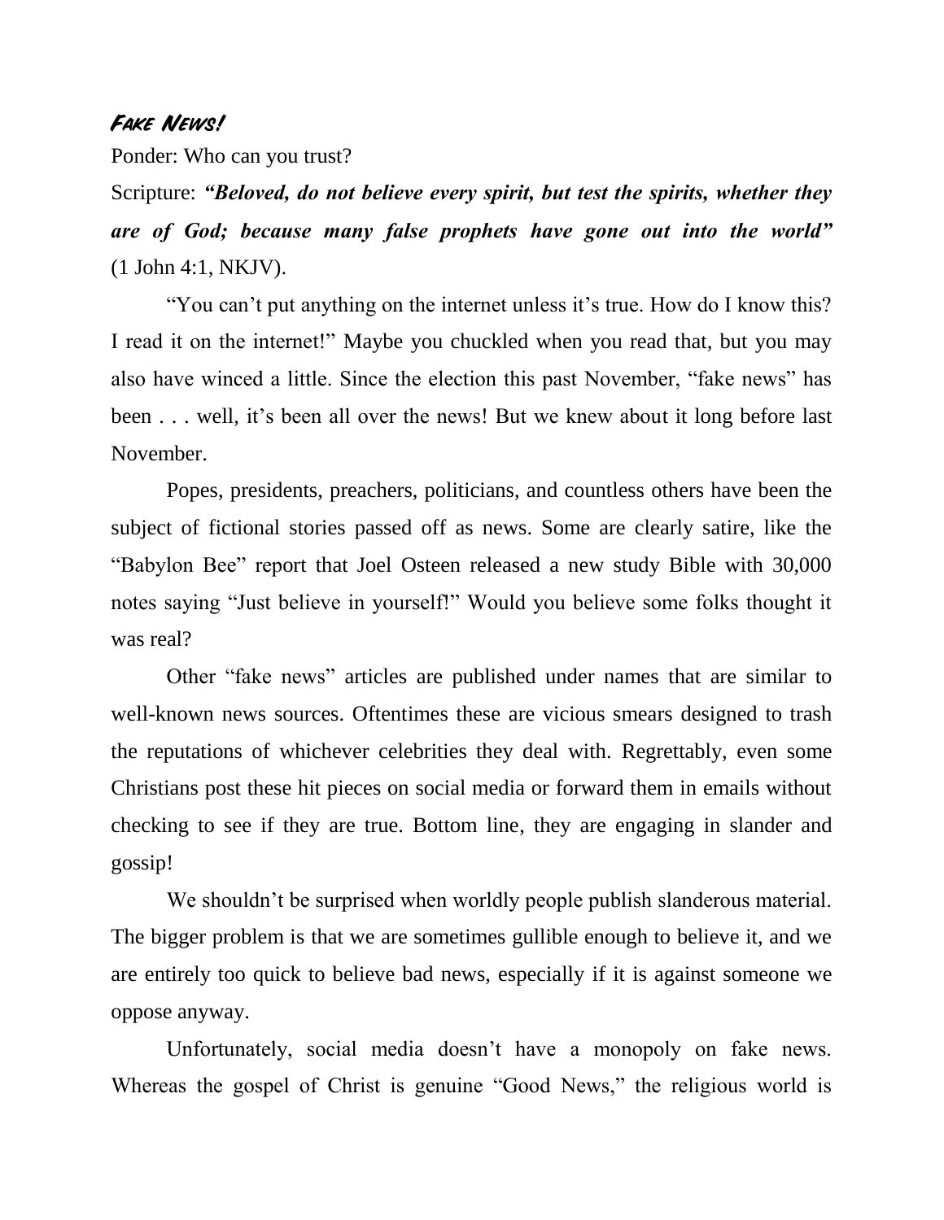## *Fake News!*

Ponder: Who can you trust?

Scripture: ***"Beloved, do not believe every spirit, but test the spirits, whether they are of God; because many false prophets have gone out into the world"*** (1 John 4:1, NKJV).

"You can't put anything on the internet unless it's true. How do I know this? I read it on the internet!" Maybe you chuckled when you read that, but you may also have winced a little. Since the election this past November, "fake news" has been . . . well, it's been all over the news! But we knew about it long before last November.

Popes, presidents, preachers, politicians, and countless others have been the subject of fictional stories passed off as news. Some are clearly satire, like the "Babylon Bee" report that Joel Osteen released a new study Bible with 30,000 notes saying "Just believe in yourself!" Would you believe some folks thought it was real?

Other "fake news" articles are published under names that are similar to well-known news sources. Oftentimes these are vicious smears designed to trash the reputations of whichever celebrities they deal with. Regrettably, even some Christians post these hit pieces on social media or forward them in emails without checking to see if they are true. Bottom line, they are engaging in slander and gossip!

We shouldn't be surprised when worldly people publish slanderous material. The bigger problem is that we are sometimes gullible enough to believe it, and we are entirely too quick to believe bad news, especially if it is against someone we oppose anyway.

Unfortunately, social media doesn't have a monopoly on fake news. Whereas the gospel of Christ is genuine "Good News," the religious world is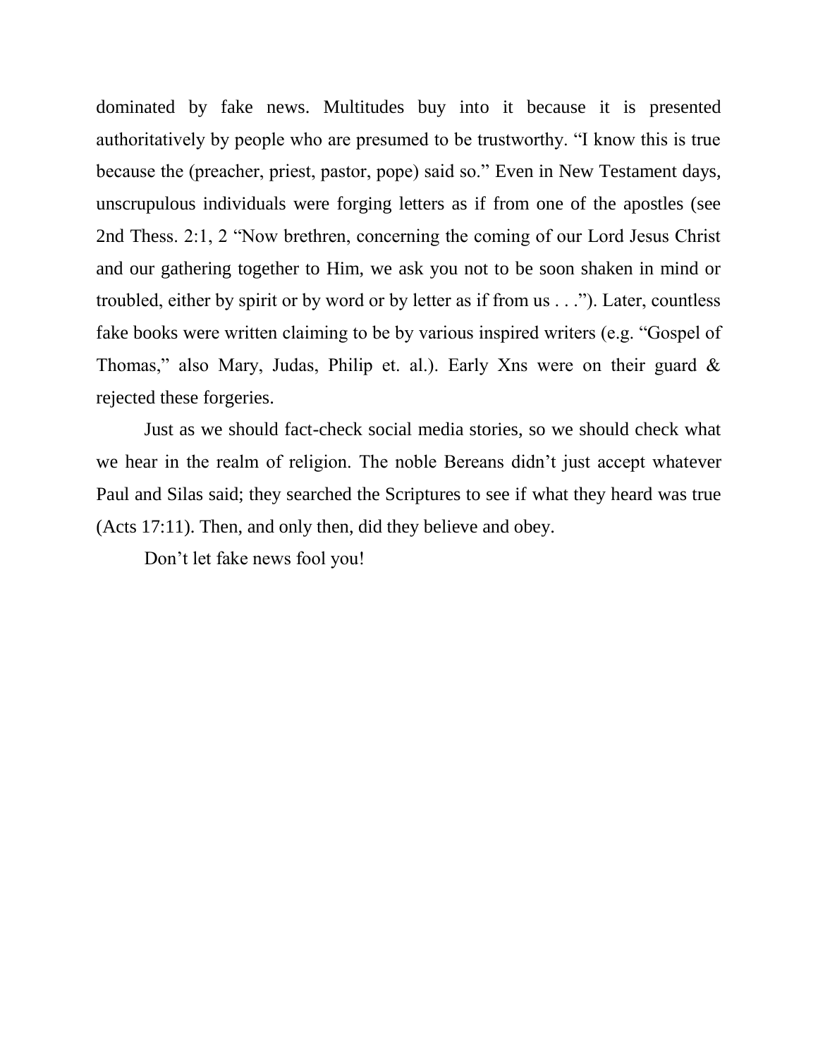dominated by fake news. Multitudes buy into it because it is presented authoritatively by people who are presumed to be trustworthy. "I know this is true because the (preacher, priest, pastor, pope) said so." Even in New Testament days, unscrupulous individuals were forging letters as if from one of the apostles (see 2nd Thess. 2:1, 2 "Now brethren, concerning the coming of our Lord Jesus Christ and our gathering together to Him, we ask you not to be soon shaken in mind or troubled, either by spirit or by word or by letter as if from us . . ."). Later, countless fake books were written claiming to be by various inspired writers (e.g. "Gospel of Thomas," also Mary, Judas, Philip et. al.). Early Xns were on their guard & rejected these forgeries.

Just as we should fact-check social media stories, so we should check what we hear in the realm of religion. The noble Bereans didn't just accept whatever Paul and Silas said; they searched the Scriptures to see if what they heard was true (Acts 17:11). Then, and only then, did they believe and obey.

Don't let fake news fool you!